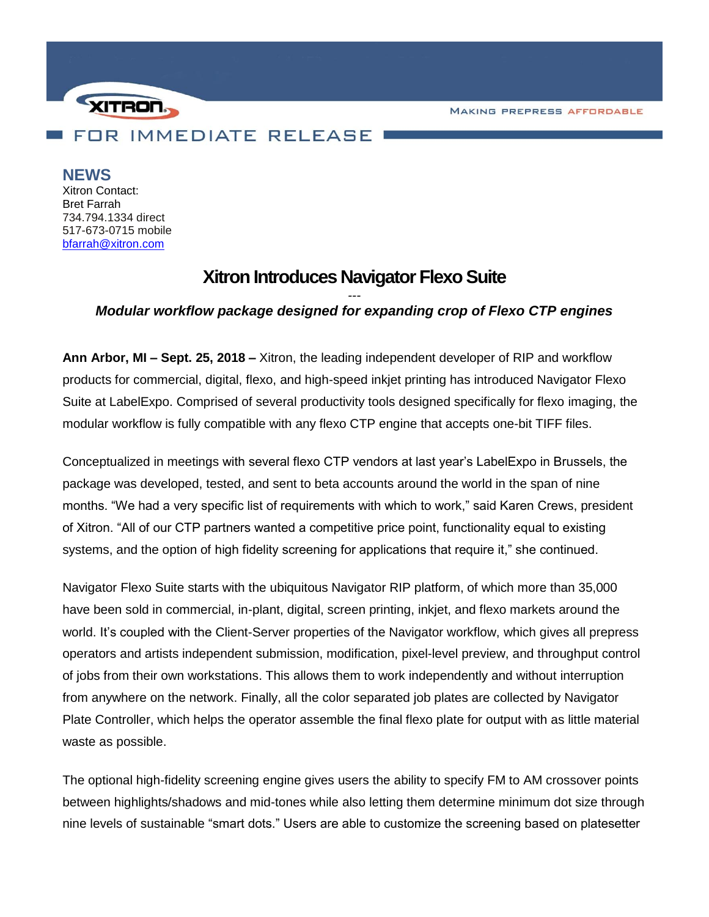XITRON

MAKING PREPRESS AFFORDABLE

FOR IMMEDIATE RELEASE

## NEWS

Xitron Contact:
Bret Farrah
734.794.1334 direct
517-673-0715 mobile
[bfarrah@xitron.com](mailto:bfarrah@xitron.com)

# Xitron Introduces Navigator Flexo Suite

---

***Modular workflow package designed for expanding crop of Flexo CTP engines***

**Ann Arbor, MI – Sept. 25, 2018 –** Xitron, the leading independent developer of RIP and workflow products for commercial, digital, flexo, and high-speed inkjet printing has introduced Navigator Flexo Suite at LabelExpo. Comprised of several productivity tools designed specifically for flexo imaging, the modular workflow is fully compatible with any flexo CTP engine that accepts one-bit TIFF files.

Conceptualized in meetings with several flexo CTP vendors at last year's LabelExpo in Brussels, the package was developed, tested, and sent to beta accounts around the world in the span of nine months. "We had a very specific list of requirements with which to work," said Karen Crews, president of Xitron. "All of our CTP partners wanted a competitive price point, functionality equal to existing systems, and the option of high fidelity screening for applications that require it," she continued.

Navigator Flexo Suite starts with the ubiquitous Navigator RIP platform, of which more than 35,000 have been sold in commercial, in-plant, digital, screen printing, inkjet, and flexo markets around the world. It's coupled with the Client-Server properties of the Navigator workflow, which gives all prepress operators and artists independent submission, modification, pixel-level preview, and throughput control of jobs from their own workstations. This allows them to work independently and without interruption from anywhere on the network. Finally, all the color separated job plates are collected by Navigator Plate Controller, which helps the operator assemble the final flexo plate for output with as little material waste as possible.

The optional high-fidelity screening engine gives users the ability to specify FM to AM crossover points between highlights/shadows and mid-tones while also letting them determine minimum dot size through nine levels of sustainable "smart dots." Users are able to customize the screening based on platesetter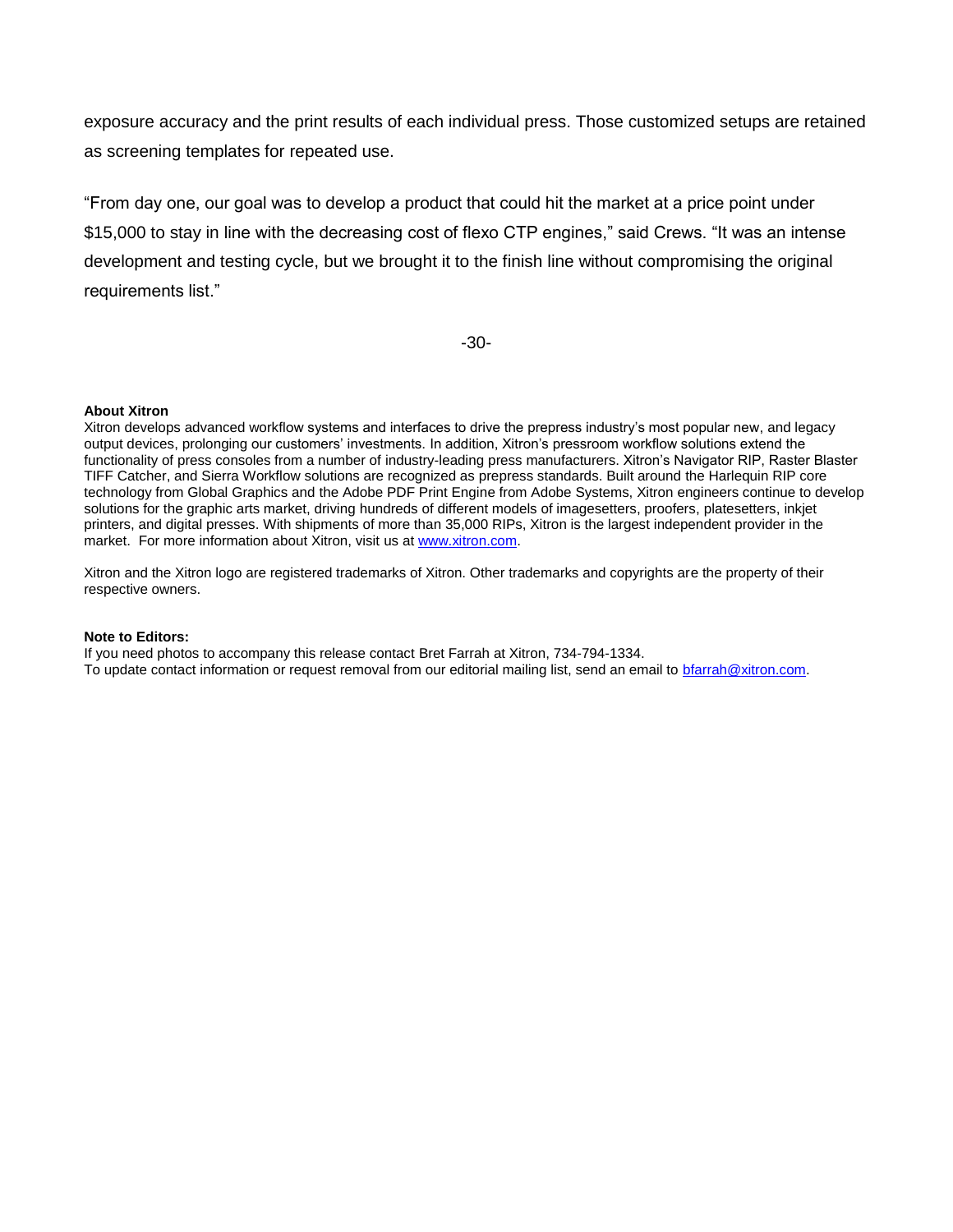exposure accuracy and the print results of each individual press. Those customized setups are retained as screening templates for repeated use.

“From day one, our goal was to develop a product that could hit the market at a price point under $15,000 to stay in line with the decreasing cost of flexo CTP engines,” said Crews. “It was an intense development and testing cycle, but we brought it to the finish line without compromising the original requirements list.”

-30-

**About Xitron**

Xitron develops advanced workflow systems and interfaces to drive the prepress industry’s most popular new, and legacy output devices, prolonging our customers’ investments. In addition, Xitron’s pressroom workflow solutions extend the functionality of press consoles from a number of industry-leading press manufacturers. Xitron’s Navigator RIP, Raster Blaster TIFF Catcher, and Sierra Workflow solutions are recognized as prepress standards. Built around the Harlequin RIP core technology from Global Graphics and the Adobe PDF Print Engine from Adobe Systems, Xitron engineers continue to develop solutions for the graphic arts market, driving hundreds of different models of imagesetters, proofers, platesetters, inkjet printers, and digital presses. With shipments of more than 35,000 RIPs, Xitron is the largest independent provider in the market. For more information about Xitron, visit us at [www.xitron.com](http://www.xitron.com).

Xitron and the Xitron logo are registered trademarks of Xitron. Other trademarks and copyrights are the property of their respective owners.

**Note to Editors:**

If you need photos to accompany this release contact Bret Farrah at Xitron, 734-794-1334.
To update contact information or request removal from our editorial mailing list, send an email to [bfarrah@xitron.com](mailto:bfarrah@xitron.com).